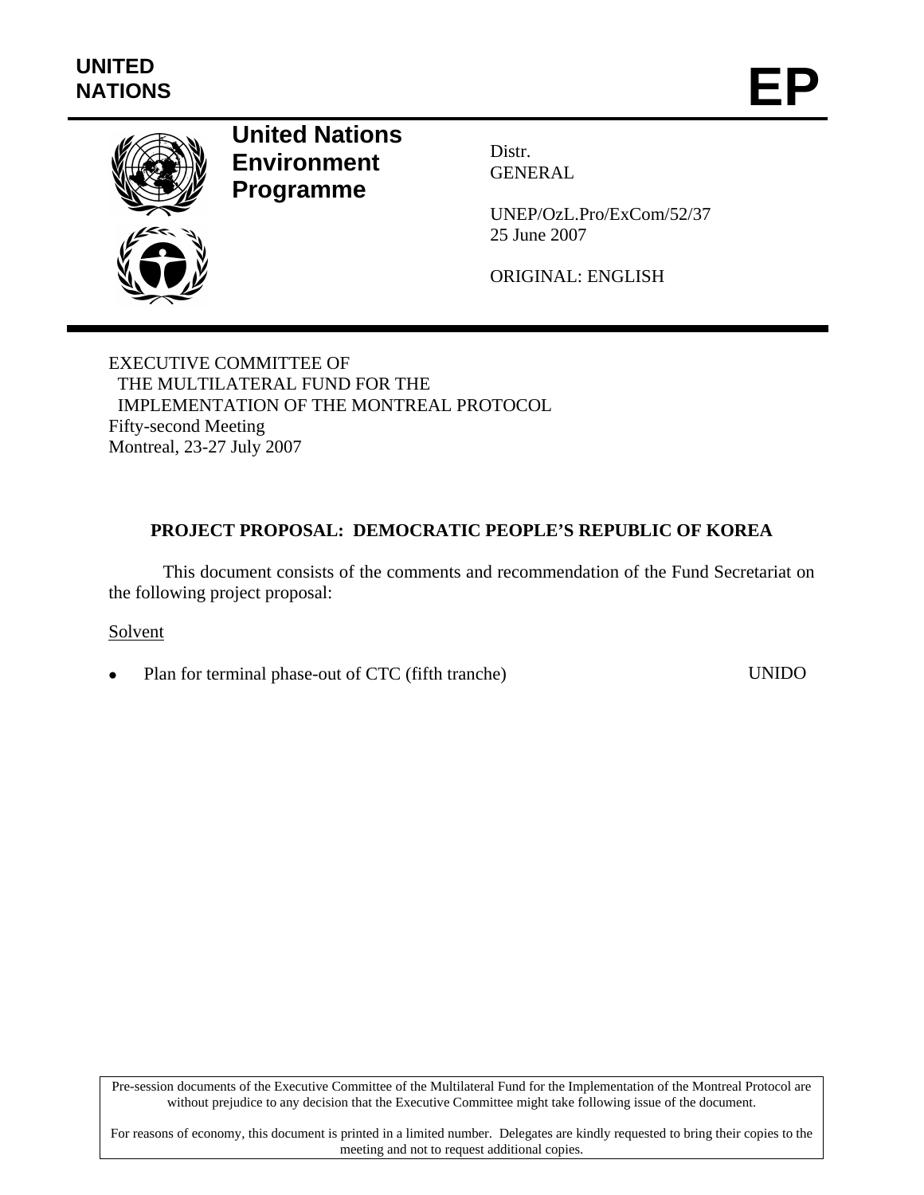UNITED NATIONS

# EP

**United Nations Environment Programme**

Distr.
GENERAL

UNEP/OzL.Pro/ExCom/52/37
25 June 2007

ORIGINAL: ENGLISH

EXECUTIVE COMMITTEE OF
THE MULTILATERAL FUND FOR THE
IMPLEMENTATION OF THE MONTREAL PROTOCOL
Fifty-second Meeting
Montreal, 23-27 July 2007

## PROJECT PROPOSAL: DEMOCRATIC PEOPLE'S REPUBLIC OF KOREA

This document consists of the comments and recommendation of the Fund Secretariat on the following project proposal:

Solvent

- Plan for terminal phase-out of CTC (fifth tranche) UNIDO

Pre-session documents of the Executive Committee of the Multilateral Fund for the Implementation of the Montreal Protocol are without prejudice to any decision that the Executive Committee might take following issue of the document.

For reasons of economy, this document is printed in a limited number. Delegates are kindly requested to bring their copies to the meeting and not to request additional copies.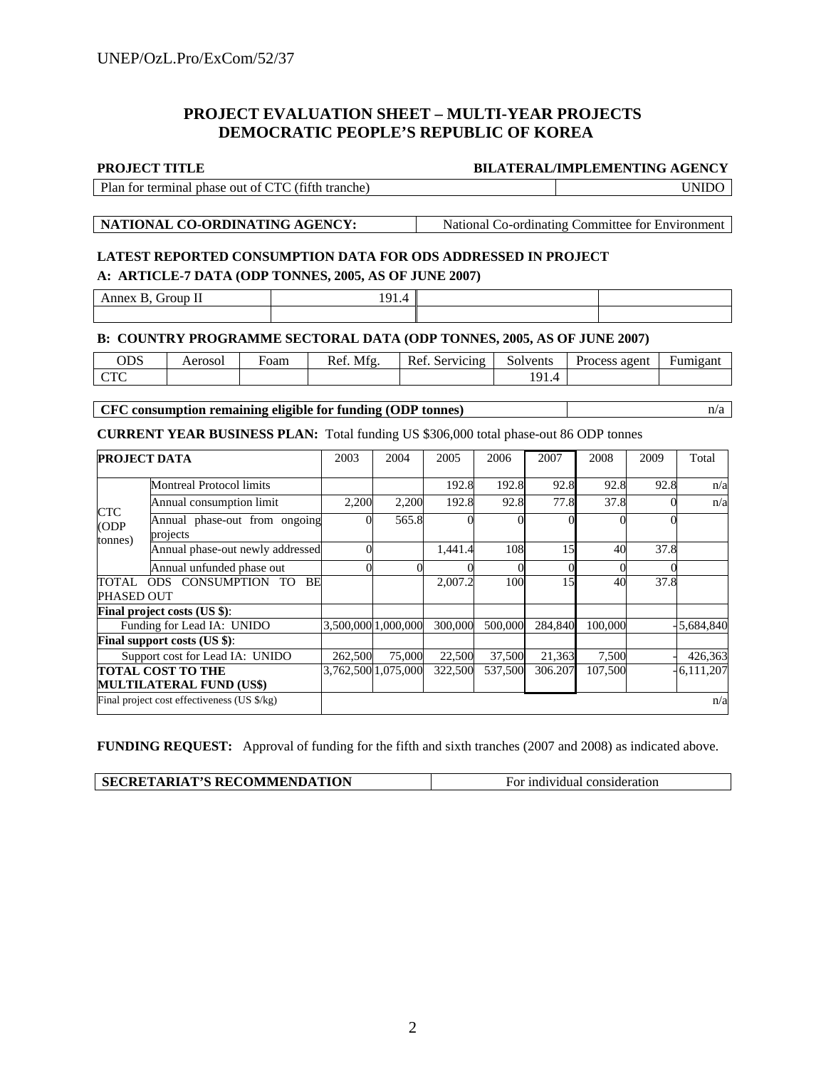## PROJECT EVALUATION SHEET – MULTI-YEAR PROJECTS
## DEMOCRATIC PEOPLE'S REPUBLIC OF KOREA

| **PROJECT TITLE** | **BILATERAL/IMPLEMENTING AGENCY** |
|---|---|
| Plan for terminal phase out of CTC (fifth tranche) | UNIDO |

| **NATIONAL CO-ORDINATING AGENCY:** | National Co-ordinating Committee for Environment |
|---|---|

**LATEST REPORTED CONSUMPTION DATA FOR ODS ADDRESSED IN PROJECT**

**A: ARTICLE-7 DATA (ODP TONNES, 2005, AS OF JUNE 2007)**

| Annex B, Group II | 191.4 | | |
|---|---|---|---|
| | | | |

**B: COUNTRY PROGRAMME SECTORAL DATA (ODP TONNES, 2005, AS OF JUNE 2007)**

| ODS | Aerosol | Foam | Ref. Mfg. | Ref. Servicing | Solvents | Process agent | Fumigant |
|---|---|---|---|---|---|---|---|
| CTC | | | | | 191.4 | | |

| **CFC consumption remaining eligible for funding (ODP tonnes)** | n/a |
|---|---|

**CURRENT YEAR BUSINESS PLAN:** Total funding US $306,000 total phase-out 86 ODP tonnes

| **PROJECT DATA** | | 2003 | 2004 | 2005 | 2006 | 2007 | 2008 | 2009 | Total |
|---|---|---|---|---|---|---|---|---|---|
| CTC (ODP tonnes) | Montreal Protocol limits | | | 192.8 | 192.8 | 92.8 | 92.8 | 92.8 | n/a |
| | Annual consumption limit | 2,200 | 2,200 | 192.8 | 92.8 | 77.8 | 37.8 | 0 | n/a |
| | Annual phase-out from ongoing projects | 0 | 565.8 | 0 | 0 | 0 | 0 | 0 | |
| | Annual phase-out newly addressed | 0 | | 1,441.4 | 108 | 15 | 40 | 37.8 | |
| | Annual unfunded phase out | 0 | 0 | 0 | 0 | 0 | 0 | 0 | |
| TOTAL ODS CONSUMPTION TO BE PHASED OUT | | | | 2,007.2 | 100 | 15 | 40 | 37.8 | |
| **Final project costs (US $)**: | | | | | | | | | |
| Funding for Lead IA: UNIDO | | 3,500,000 | 1,000,000 | 300,000 | 500,000 | 284,840 | 100,000 | - | 5,684,840 |
| **Final support costs (US $)**: | | | | | | | | | |
| Support cost for Lead IA: UNIDO | | 262,500 | 75,000 | 22,500 | 37,500 | 21,363 | 7,500 | - | 426,363 |
| **TOTAL COST TO THE MULTILATERAL FUND (US$)** | | 3,762,500 | 1,075,000 | 322,500 | 537,500 | 306.207 | 107,500 | - | 6,111,207 |
| Final project cost effectiveness (US $/kg) | | | | | | | | | n/a |

**FUNDING REQUEST:** Approval of funding for the fifth and sixth tranches (2007 and 2008) as indicated above.

| **SECRETARIAT'S RECOMMENDATION** | For individual consideration |
|---|---|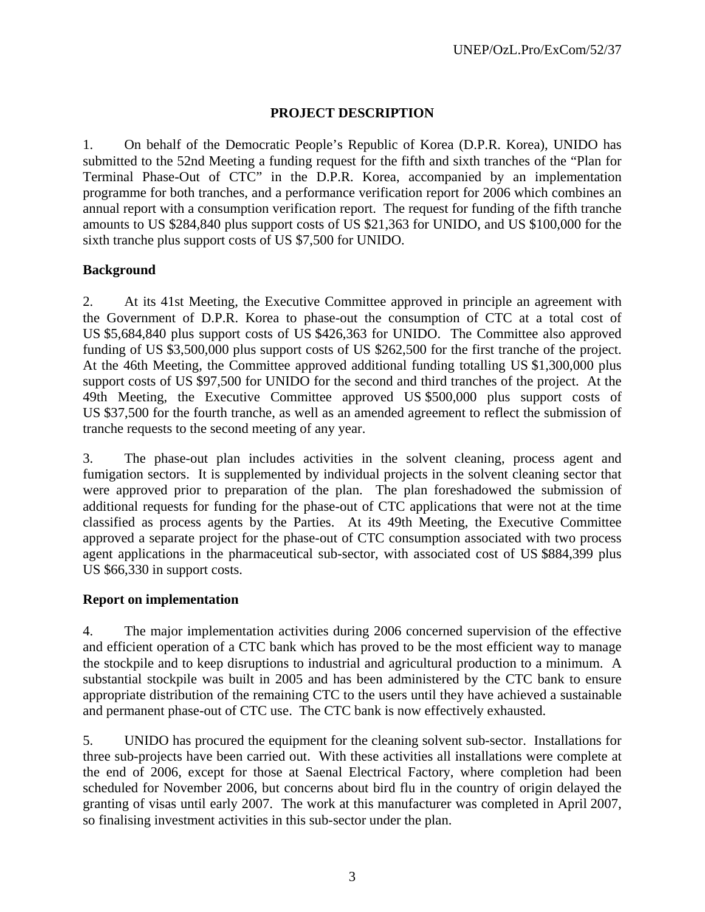## PROJECT DESCRIPTION

1. On behalf of the Democratic People's Republic of Korea (D.P.R. Korea), UNIDO has submitted to the 52nd Meeting a funding request for the fifth and sixth tranches of the "Plan for Terminal Phase-Out of CTC" in the D.P.R. Korea, accompanied by an implementation programme for both tranches, and a performance verification report for 2006 which combines an annual report with a consumption verification report. The request for funding of the fifth tranche amounts to US $284,840 plus support costs of US $21,363 for UNIDO, and US $100,000 for the sixth tranche plus support costs of US $7,500 for UNIDO.

### Background

2. At its 41st Meeting, the Executive Committee approved in principle an agreement with the Government of D.P.R. Korea to phase-out the consumption of CTC at a total cost of US $5,684,840 plus support costs of US $426,363 for UNIDO. The Committee also approved funding of US $3,500,000 plus support costs of US $262,500 for the first tranche of the project. At the 46th Meeting, the Committee approved additional funding totalling US $1,300,000 plus support costs of US $97,500 for UNIDO for the second and third tranches of the project. At the 49th Meeting, the Executive Committee approved US $500,000 plus support costs of US $37,500 for the fourth tranche, as well as an amended agreement to reflect the submission of tranche requests to the second meeting of any year.

3. The phase-out plan includes activities in the solvent cleaning, process agent and fumigation sectors. It is supplemented by individual projects in the solvent cleaning sector that were approved prior to preparation of the plan. The plan foreshadowed the submission of additional requests for funding for the phase-out of CTC applications that were not at the time classified as process agents by the Parties. At its 49th Meeting, the Executive Committee approved a separate project for the phase-out of CTC consumption associated with two process agent applications in the pharmaceutical sub-sector, with associated cost of US $884,399 plus US $66,330 in support costs.

### Report on implementation

4. The major implementation activities during 2006 concerned supervision of the effective and efficient operation of a CTC bank which has proved to be the most efficient way to manage the stockpile and to keep disruptions to industrial and agricultural production to a minimum. A substantial stockpile was built in 2005 and has been administered by the CTC bank to ensure appropriate distribution of the remaining CTC to the users until they have achieved a sustainable and permanent phase-out of CTC use. The CTC bank is now effectively exhausted.

5. UNIDO has procured the equipment for the cleaning solvent sub-sector. Installations for three sub-projects have been carried out. With these activities all installations were complete at the end of 2006, except for those at Saenal Electrical Factory, where completion had been scheduled for November 2006, but concerns about bird flu in the country of origin delayed the granting of visas until early 2007. The work at this manufacturer was completed in April 2007, so finalising investment activities in this sub-sector under the plan.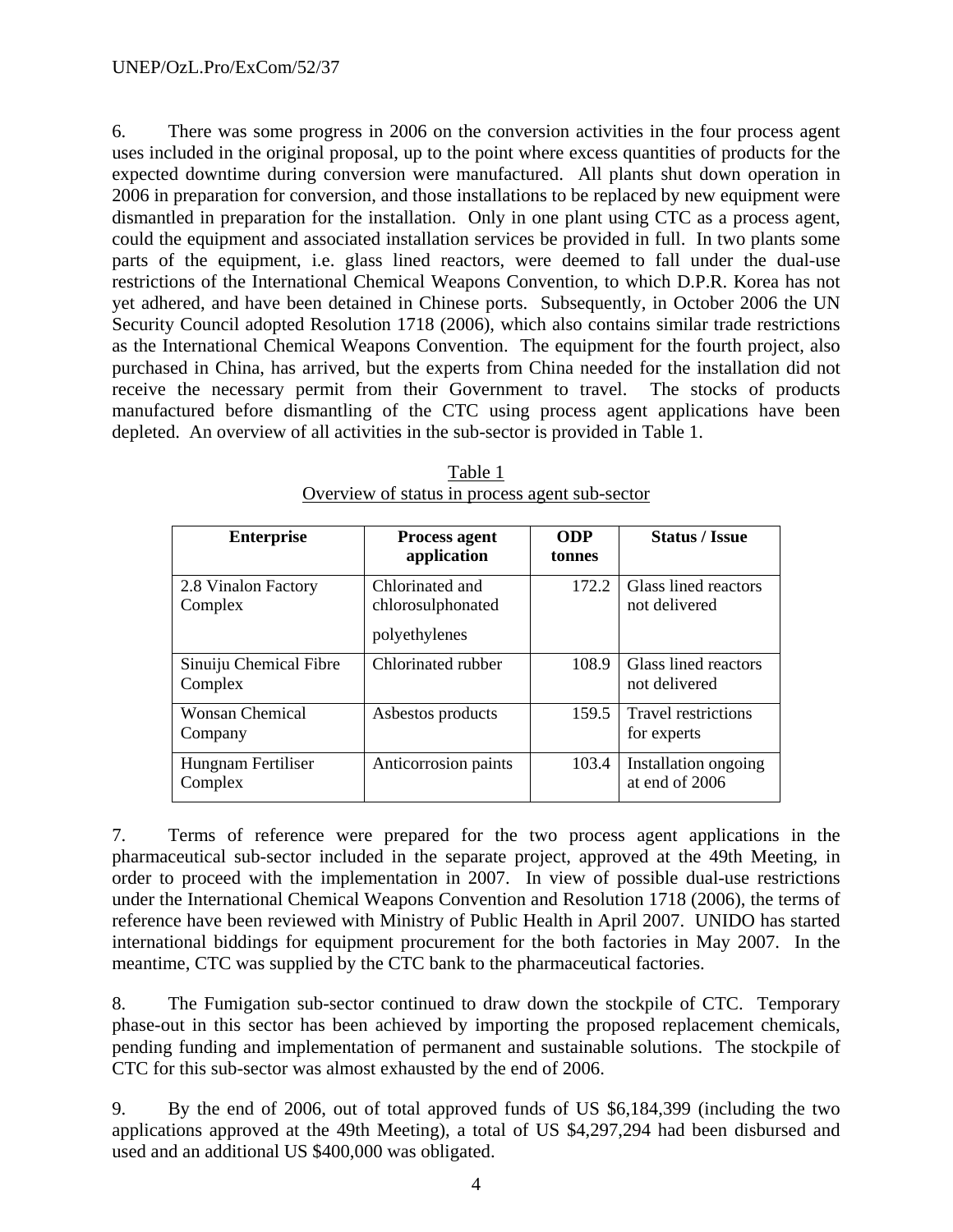6. There was some progress in 2006 on the conversion activities in the four process agent uses included in the original proposal, up to the point where excess quantities of products for the expected downtime during conversion were manufactured. All plants shut down operation in 2006 in preparation for conversion, and those installations to be replaced by new equipment were dismantled in preparation for the installation. Only in one plant using CTC as a process agent, could the equipment and associated installation services be provided in full. In two plants some parts of the equipment, i.e. glass lined reactors, were deemed to fall under the dual-use restrictions of the International Chemical Weapons Convention, to which D.P.R. Korea has not yet adhered, and have been detained in Chinese ports. Subsequently, in October 2006 the UN Security Council adopted Resolution 1718 (2006), which also contains similar trade restrictions as the International Chemical Weapons Convention. The equipment for the fourth project, also purchased in China, has arrived, but the experts from China needed for the installation did not receive the necessary permit from their Government to travel. The stocks of products manufactured before dismantling of the CTC using process agent applications have been depleted. An overview of all activities in the sub-sector is provided in Table 1.

Table 1
Overview of status in process agent sub-sector

| Enterprise | Process agent application | ODP tonnes | Status / Issue |
|---|---|---|---|
| 2.8 Vinalon Factory Complex | Chlorinated and chlorosulphonated polyethylenes | 172.2 | Glass lined reactors not delivered |
| Sinuiju Chemical Fibre Complex | Chlorinated rubber | 108.9 | Glass lined reactors not delivered |
| Wonsan Chemical Company | Asbestos products | 159.5 | Travel restrictions for experts |
| Hungnam Fertiliser Complex | Anticorrosion paints | 103.4 | Installation ongoing at end of 2006 |

7. Terms of reference were prepared for the two process agent applications in the pharmaceutical sub-sector included in the separate project, approved at the 49th Meeting, in order to proceed with the implementation in 2007. In view of possible dual-use restrictions under the International Chemical Weapons Convention and Resolution 1718 (2006), the terms of reference have been reviewed with Ministry of Public Health in April 2007. UNIDO has started international biddings for equipment procurement for the both factories in May 2007. In the meantime, CTC was supplied by the CTC bank to the pharmaceutical factories.

8. The Fumigation sub-sector continued to draw down the stockpile of CTC. Temporary phase-out in this sector has been achieved by importing the proposed replacement chemicals, pending funding and implementation of permanent and sustainable solutions. The stockpile of CTC for this sub-sector was almost exhausted by the end of 2006.

9. By the end of 2006, out of total approved funds of US $6,184,399 (including the two applications approved at the 49th Meeting), a total of US $4,297,294 had been disbursed and used and an additional US $400,000 was obligated.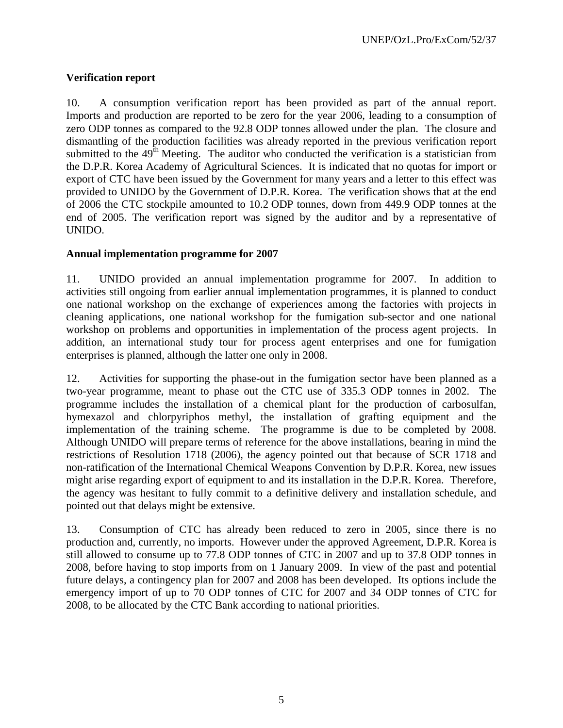**Verification report**

10. A consumption verification report has been provided as part of the annual report. Imports and production are reported to be zero for the year 2006, leading to a consumption of zero ODP tonnes as compared to the 92.8 ODP tonnes allowed under the plan. The closure and dismantling of the production facilities was already reported in the previous verification report submitted to the 49th Meeting. The auditor who conducted the verification is a statistician from the D.P.R. Korea Academy of Agricultural Sciences. It is indicated that no quotas for import or export of CTC have been issued by the Government for many years and a letter to this effect was provided to UNIDO by the Government of D.P.R. Korea. The verification shows that at the end of 2006 the CTC stockpile amounted to 10.2 ODP tonnes, down from 449.9 ODP tonnes at the end of 2005. The verification report was signed by the auditor and by a representative of UNIDO.

**Annual implementation programme for 2007**

11. UNIDO provided an annual implementation programme for 2007. In addition to activities still ongoing from earlier annual implementation programmes, it is planned to conduct one national workshop on the exchange of experiences among the factories with projects in cleaning applications, one national workshop for the fumigation sub-sector and one national workshop on problems and opportunities in implementation of the process agent projects. In addition, an international study tour for process agent enterprises and one for fumigation enterprises is planned, although the latter one only in 2008.

12. Activities for supporting the phase-out in the fumigation sector have been planned as a two-year programme, meant to phase out the CTC use of 335.3 ODP tonnes in 2002. The programme includes the installation of a chemical plant for the production of carbosulfan, hymexazol and chlorpyriphos methyl, the installation of grafting equipment and the implementation of the training scheme. The programme is due to be completed by 2008. Although UNIDO will prepare terms of reference for the above installations, bearing in mind the restrictions of Resolution 1718 (2006), the agency pointed out that because of SCR 1718 and non-ratification of the International Chemical Weapons Convention by D.P.R. Korea, new issues might arise regarding export of equipment to and its installation in the D.P.R. Korea. Therefore, the agency was hesitant to fully commit to a definitive delivery and installation schedule, and pointed out that delays might be extensive.

13. Consumption of CTC has already been reduced to zero in 2005, since there is no production and, currently, no imports. However under the approved Agreement, D.P.R. Korea is still allowed to consume up to 77.8 ODP tonnes of CTC in 2007 and up to 37.8 ODP tonnes in 2008, before having to stop imports from on 1 January 2009. In view of the past and potential future delays, a contingency plan for 2007 and 2008 has been developed. Its options include the emergency import of up to 70 ODP tonnes of CTC for 2007 and 34 ODP tonnes of CTC for 2008, to be allocated by the CTC Bank according to national priorities.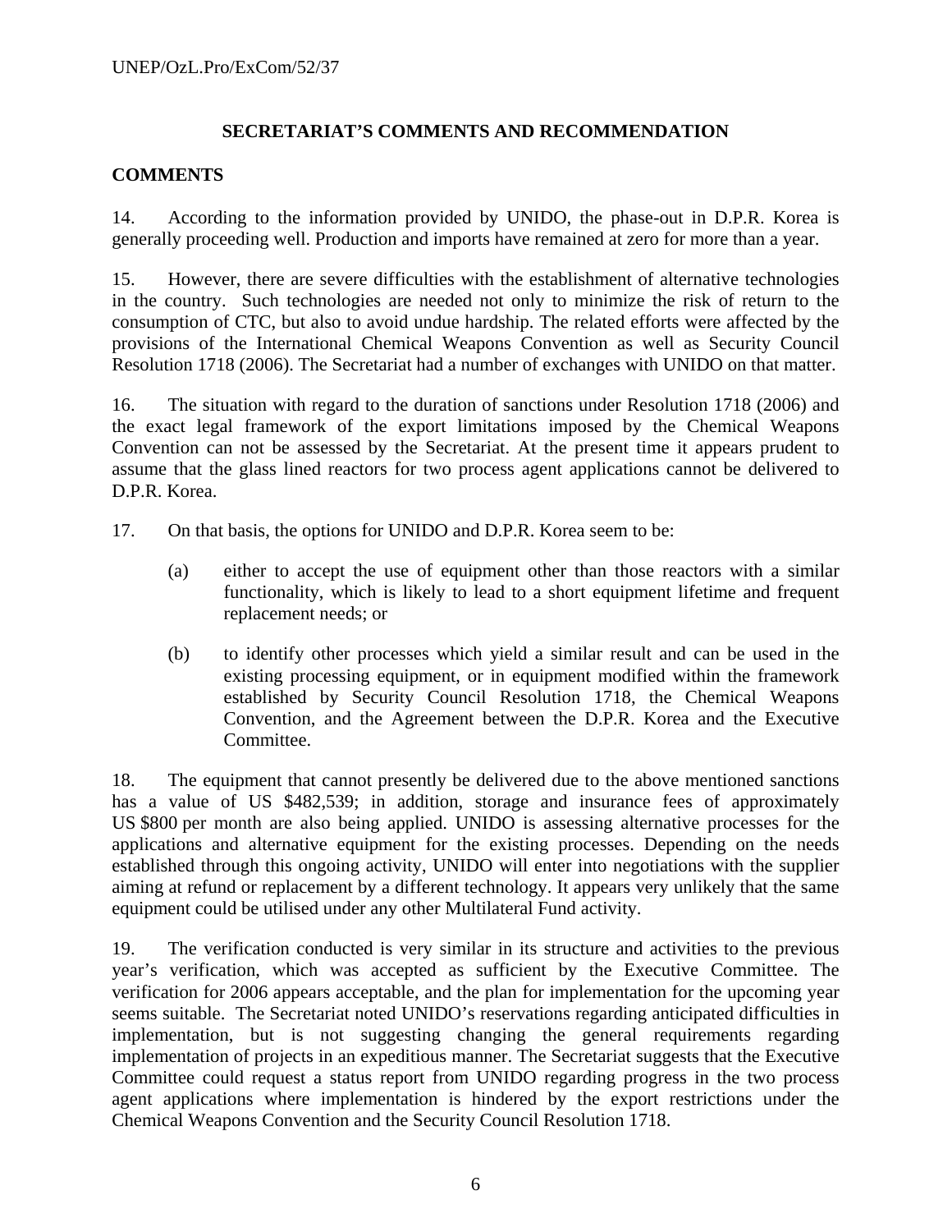## SECRETARIAT'S COMMENTS AND RECOMMENDATION

### COMMENTS

14. According to the information provided by UNIDO, the phase-out in D.P.R. Korea is generally proceeding well. Production and imports have remained at zero for more than a year.

15. However, there are severe difficulties with the establishment of alternative technologies in the country. Such technologies are needed not only to minimize the risk of return to the consumption of CTC, but also to avoid undue hardship. The related efforts were affected by the provisions of the International Chemical Weapons Convention as well as Security Council Resolution 1718 (2006). The Secretariat had a number of exchanges with UNIDO on that matter.

16. The situation with regard to the duration of sanctions under Resolution 1718 (2006) and the exact legal framework of the export limitations imposed by the Chemical Weapons Convention can not be assessed by the Secretariat. At the present time it appears prudent to assume that the glass lined reactors for two process agent applications cannot be delivered to D.P.R. Korea.

17. On that basis, the options for UNIDO and D.P.R. Korea seem to be:

(a) either to accept the use of equipment other than those reactors with a similar functionality, which is likely to lead to a short equipment lifetime and frequent replacement needs; or

(b) to identify other processes which yield a similar result and can be used in the existing processing equipment, or in equipment modified within the framework established by Security Council Resolution 1718, the Chemical Weapons Convention, and the Agreement between the D.P.R. Korea and the Executive Committee.

18. The equipment that cannot presently be delivered due to the above mentioned sanctions has a value of US $482,539; in addition, storage and insurance fees of approximately US $800 per month are also being applied. UNIDO is assessing alternative processes for the applications and alternative equipment for the existing processes. Depending on the needs established through this ongoing activity, UNIDO will enter into negotiations with the supplier aiming at refund or replacement by a different technology. It appears very unlikely that the same equipment could be utilised under any other Multilateral Fund activity.

19. The verification conducted is very similar in its structure and activities to the previous year's verification, which was accepted as sufficient by the Executive Committee. The verification for 2006 appears acceptable, and the plan for implementation for the upcoming year seems suitable. The Secretariat noted UNIDO's reservations regarding anticipated difficulties in implementation, but is not suggesting changing the general requirements regarding implementation of projects in an expeditious manner. The Secretariat suggests that the Executive Committee could request a status report from UNIDO regarding progress in the two process agent applications where implementation is hindered by the export restrictions under the Chemical Weapons Convention and the Security Council Resolution 1718.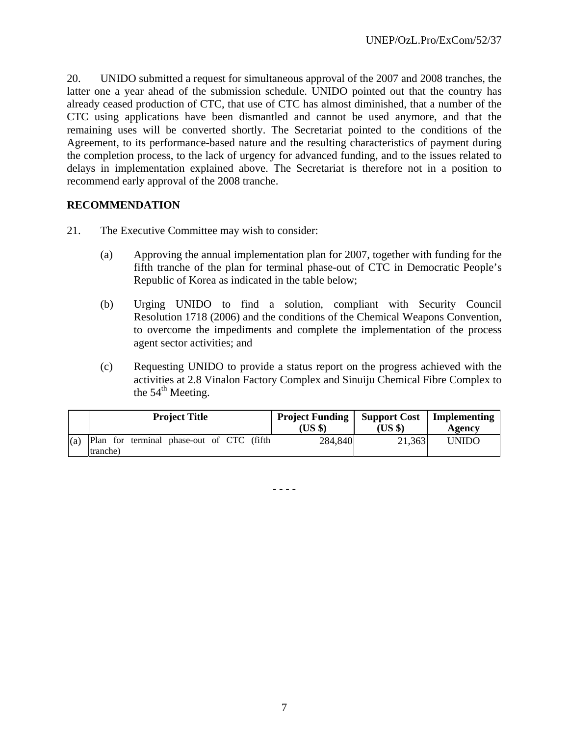20. UNIDO submitted a request for simultaneous approval of the 2007 and 2008 tranches, the latter one a year ahead of the submission schedule. UNIDO pointed out that the country has already ceased production of CTC, that use of CTC has almost diminished, that a number of the CTC using applications have been dismantled and cannot be used anymore, and that the remaining uses will be converted shortly. The Secretariat pointed to the conditions of the Agreement, to its performance-based nature and the resulting characteristics of payment during the completion process, to the lack of urgency for advanced funding, and to the issues related to delays in implementation explained above. The Secretariat is therefore not in a position to recommend early approval of the 2008 tranche.

## RECOMMENDATION

21. The Executive Committee may wish to consider:

    (a) Approving the annual implementation plan for 2007, together with funding for the fifth tranche of the plan for terminal phase-out of CTC in Democratic People's Republic of Korea as indicated in the table below;

    (b) Urging UNIDO to find a solution, compliant with Security Council Resolution 1718 (2006) and the conditions of the Chemical Weapons Convention, to overcome the impediments and complete the implementation of the process agent sector activities; and

    (c) Requesting UNIDO to provide a status report on the progress achieved with the activities at 2.8 Vinalon Factory Complex and Sinuiju Chemical Fibre Complex to the 54th Meeting.

| | Project Title | Project Funding (US $) | Support Cost (US $) | Implementing Agency |
|---|---|---|---|---|
| (a) | Plan for terminal phase-out of CTC (fifth tranche) | 284,840 | 21,363 | UNIDO |

- - - -